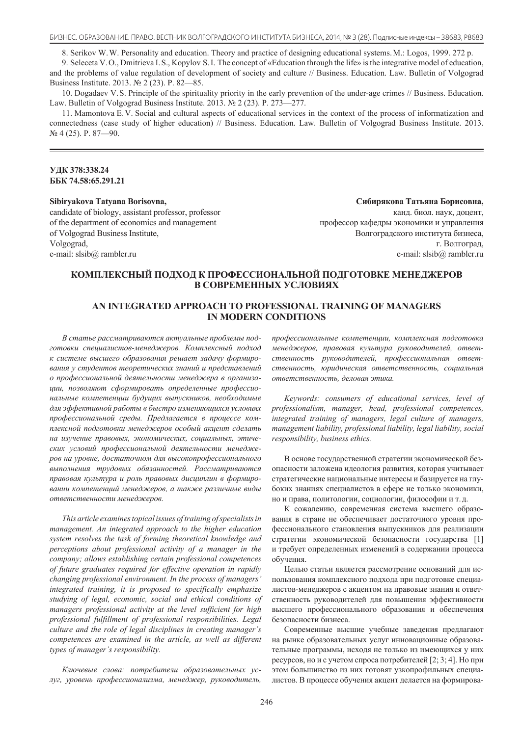8. Serikov W.W. Personality and education. Theory and practice of designing educational systems. M.: Logos, 1999. 272 p.

9. Seleceta V.O., Dmitrieva I.S., Kopylov S.I. The concept of «Education through the life» is the integrative model of education, and the problems of value regulation of development of society and culture // Business. Education. Law. Bulletin of Volgograd Business Institute. 2013. № 2 (23). P. 82—85.

10. Dogadaev V.S. Principle of the spirituality priority in the early prevention of the under-age crimes // Business. Education. Law. Bulletin of Volgograd Business Institute. 2013. № 2 (23). P. 273—277.

11. Mamontova E.V. Social and cultural aspects of educational services in the context of the process of informatization and connectedness (case study of higher education) // Business. Education. Law. Bulletin of Volgograd Business Institute. 2013. № 4 (25). P. 87—90.

---

**УДК 378:338.24**
**ББК 74.58:65.291.21**

**Sibiryakova Tatyana Borisovna,**
candidate of biology, assistant professor, professor of the department of economics and management of Volgograd Business Institute,
Volgograd,
e-mail: slsib@ rambler.ru

**Сибирякова Татьяна Борисовна,**
канд. биол. наук, доцент,
профессор кафедры экономики и управления Волгоградского института бизнеса,
г. Волгоград,
e-mail: slsib@ rambler.ru

# КОМПЛЕКСНЫЙ ПОДХОД К ПРОФЕССИОНАЛЬНОЙ ПОДГОТОВКЕ МЕНЕДЖЕРОВ В СОВРЕМЕННЫХ УСЛОВИЯХ

# AN INTEGRATED APPROACH TO PROFESSIONAL TRAINING OF MANAGERS IN MODERN CONDITIONS

*В статье рассматриваются актуальные проблемы подготовки специалистов-менеджеров. Комплексный подход к системе высшего образования решает задачу формирования у студентов теоретических знаний и представлений о профессиональной деятельности менеджера в организации, позволяют сформировать определенные профессиональные компетенции будущих выпускников, необходимые для эффективной работы в быстро изменяющихся условиях профессиональной среды. Предлагается в процессе комплексной подготовки менеджеров особый акцент сделать на изучение правовых, экономических, социальных, этических условий профессиональной деятельности менеджеров на уровне, достаточном для высокопрофессионального выполнения трудовых обязанностей. Рассматриваются правовая культура и роль правовых дисциплин в формировании компетенций менеджеров, а также различные виды ответственности менеджеров.*

*This article examines topical issues of training of specialists in management. An integrated approach to the higher education system resolves the task of forming theoretical knowledge and perceptions about professional activity of a manager in the company; allows establishing certain professional competences of future graduates required for effective operation in rapidly changing professional environment. In the process of managers' integrated training, it is proposed to specifically emphasize studying of legal, economic, social and ethical conditions of managers professional activity at the level sufficient for high professional fulfillment of professional responsibilities. Legal culture and the role of legal disciplines in creating manager's competences are examined in the article, as well as different types of manager's responsibility.*

*Ключевые слова: потребители образовательных услуг, уровень профессионализма, менеджер, руководитель, профессиональные компетенции, комплексная подготовка менеджеров, правовая культура руководителей, ответственность руководителей, профессиональная ответственность, юридическая ответственность, социальная ответственность, деловая этика.*

*Keywords: consumers of educational services, level of professionalism, manager, head, professional competences, integrated training of managers, legal culture of managers, management liability, professional liability, legal liability, social responsibility, business ethics.*

В основе государственной стратегии экономической безопасности заложена идеология развития, которая учитывает стратегические национальные интересы и базируется на глубоких знаниях специалистов в сфере не только экономики, но и права, политологии, социологии, философии и т.д.

К сожалению, современная система высшего образования в стране не обеспечивает достаточного уровня профессионального становления выпускников для реализации стратегии экономической безопасности государства [1] и требует определенных изменений в содержании процесса обучения.

Целью статьи является рассмотрение оснований для использования комплексного подхода при подготовке специалистов-менеджеров с акцентом на правовые знания и ответственность руководителей для повышения эффективности высшего профессионального образования и обеспечения безопасности бизнеса.

Современные высшие учебные заведения предлагают на рынке образовательных услуг инновационные образовательные программы, исходя не только из имеющихся у них ресурсов, но и с учетом спроса потребителей [2; 3; 4]. Но при этом большинство из них готовят узкопрофильных специалистов. В процессе обучения акцент делается на формирова-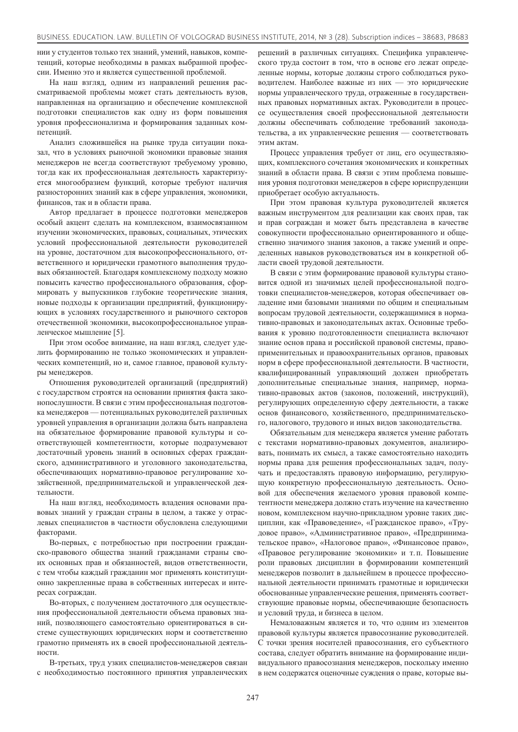нии у студентов только тех знаний, умений, навыков, компетенций, которые необходимы в рамках выбранной профессии. Именно это и является существенной проблемой.

На наш взгляд, одним из направлений решения рассматриваемой проблемы может стать деятельность вузов, направленная на организацию и обеспечение комплексной подготовки специалистов как одну из форм повышения уровня профессионализма и формирования заданных компетенций.

Анализ сложившейся на рынке труда ситуации показал, что в условиях рыночной экономики правовые знания менеджеров не всегда соответствуют требуемому уровню, тогда как их профессиональная деятельность характеризуется многообразием функций, которые требуют наличия разносторонних знаний как в сфере управления, экономики, финансов, так и в области права.

Автор предлагает в процессе подготовки менеджеров особый акцент сделать на комплексном, взаимосвязанном изучении экономических, правовых, социальных, этических условий профессиональной деятельности руководителей на уровне, достаточном для высокопрофессионального, ответственного и юридически грамотного выполнения трудовых обязанностей. Благодаря комплексному подходу можно повысить качество профессионального образования, сформировать у выпускников глубокие теоретические знания, новые подходы к организации предприятий, функционирующих в условиях государственного и рыночного секторов отечественной экономики, высокопрофессиональное управленческое мышление [5].

При этом особое внимание, на наш взгляд, следует уделить формированию не только экономических и управленческих компетенций, но и, самое главное, правовой культуры менеджеров.

Отношения руководителей организаций (предприятий) с государством строятся на основании принятия факта законопослушности. В связи с этим профессиональная подготовка менеджеров — потенциальных руководителей различных уровней управления в организации должна быть направлена на обязательное формирование правовой культуры и соответствующей компетентности, которые подразумевают достаточный уровень знаний в основных сферах гражданского, административного и уголовного законодательства, обеспечивающих нормативно-правовое регулирование хозяйственной, предпринимательской и управленческой деятельности.

На наш взгляд, необходимость владения основами правовых знаний у граждан страны в целом, а также у отраслевых специалистов в частности обусловлена следующими факторами.

Во-первых, с потребностью при построении гражданско-правового общества знаний гражданами страны своих основных прав и обязанностей, видов ответственности, с тем чтобы каждый гражданин мог применять конституционно закрепленные права в собственных интересах и интересах сограждан.

Во-вторых, с получением достаточного для осуществления профессиональной деятельности объема правовых знаний, позволяющего самостоятельно ориентироваться в системе существующих юридических норм и соответственно грамотно применять их в своей профессиональной деятельности.

В-третьих, труд узких специалистов-менеджеров связан с необходимостью постоянного принятия управленческих решений в различных ситуациях. Специфика управленческого труда состоит в том, что в основе его лежат определенные нормы, которые должны строго соблюдаться руководителем. Наиболее важные из них — это юридические нормы управленческого труда, отраженные в государственных правовых нормативных актах. Руководители в процессе осуществления своей профессиональной деятельности должны обеспечивать соблюдение требований законодательства, а их управленческие решения — соответствовать этим актам.

Процесс управления требует от лиц, его осуществляющих, комплексного сочетания экономических и конкретных знаний в области права. В связи с этим проблема повышения уровня подготовки менеджеров в сфере юриспруденции приобретает особую актуальность.

При этом правовая культура руководителей является важным инструментом для реализации как своих прав, так и прав сограждан и может быть представлена в качестве совокупности профессионально ориентированного и общественно значимого знания законов, а также умений и определенных навыков руководствоваться им в конкретной области своей трудовой деятельности.

В связи с этим формирование правовой культуры становится одной из значимых целей профессиональной подготовки специалистов-менеджеров, которая обеспечивает овладение ими базовыми знаниями по общим и специальным вопросам трудовой деятельности, содержащимися в нормативно-правовых и законодательных актах. Основные требования к уровню подготовленности специалиста включают знание основ права и российской правовой системы, правоприменительных и правоохранительных органов, правовых норм в сфере профессиональной деятельности. В частности, квалифицированный управляющий должен приобретать дополнительные специальные знания, например, нормативно-правовых актов (законов, положений, инструкций), регулирующих определенную сферу деятельности, а также основ финансового, хозяйственного, предпринимательского, налогового, трудового и иных видов законодательства.

Обязательным для менеджера является умение работать с текстами нормативно-правовых документов, анализировать, понимать их смысл, а также самостоятельно находить нормы права для решения профессиональных задач, получать и предоставлять правовую информацию, регулирующую конкретную профессиональную деятельность. Основой для обеспечения желаемого уровня правовой компетентности менеджера должно стать изучение на качественно новом, комплексном научно-прикладном уровне таких дисциплин, как «Правоведение», «Гражданское право», «Трудовое право», «Административное право», «Предпринимательское право», «Налоговое право», «Финансовое право», «Правовое регулирование экономики» и т. п. Повышение роли правовых дисциплин в формировании компетенций менеджеров позволит в дальнейшем в процессе профессиональной деятельности принимать грамотные и юридически обоснованные управленческие решения, применять соответствующие правовые нормы, обеспечивающие безопасность и условий труда, и бизнеса в целом.

Немаловажным является и то, что одним из элементов правовой культуры является правосознание руководителей. С точки зрения носителей правосознания, его субъектного состава, следует обратить внимание на формирование индивидуального правосознания менеджеров, поскольку именно в нем содержатся оценочные суждения о праве, которые вы-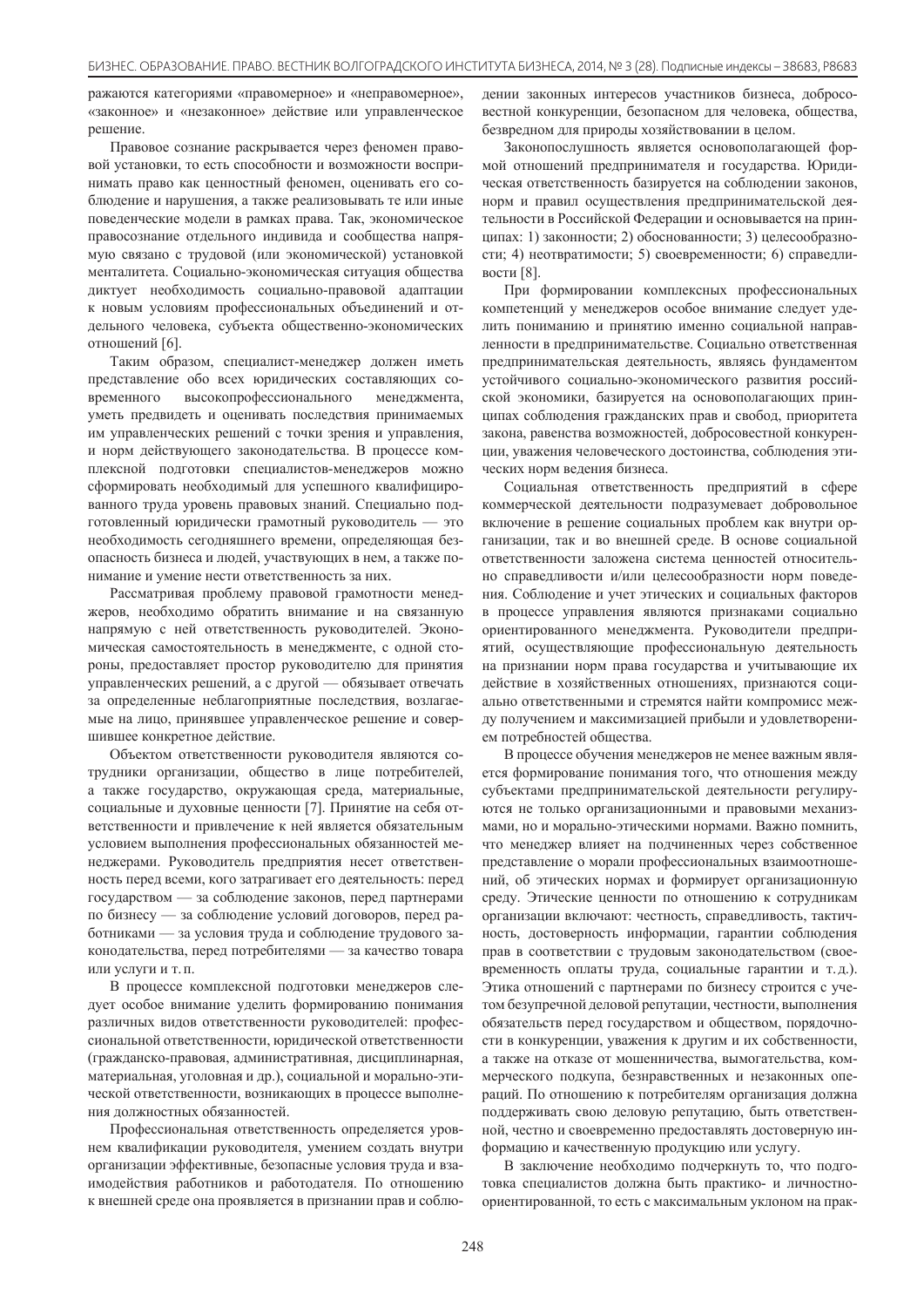ражаются категориями «правомерное» и «неправомерное», «законное» и «незаконное» действие или управленческое решение.

Правовое сознание раскрывается через феномен правовой установки, то есть способности и возможности воспринимать право как ценностный феномен, оценивать его соблюдение и нарушения, а также реализовывать те или иные поведенческие модели в рамках права. Так, экономическое правосознание отдельного индивида и сообщества напрямую связано с трудовой (или экономической) установкой менталитета. Социально-экономическая ситуация общества диктует необходимость социально-правовой адаптации к новым условиям профессиональных объединений и отдельного человека, субъекта общественно-экономических отношений [6].

Таким образом, специалист-менеджер должен иметь представление обо всех юридических составляющих современного высокопрофессионального менеджмента, уметь предвидеть и оценивать последствия принимаемых им управленческих решений с точки зрения и управления, и норм действующего законодательства. В процессе комплексной подготовки специалистов-менеджеров можно сформировать необходимый для успешного квалифицированного труда уровень правовых знаний. Специально подготовленный юридически грамотный руководитель — это необходимость сегодняшнего времени, определяющая безопасность бизнеса и людей, участвующих в нем, а также понимание и умение нести ответственность за них.

Рассматривая проблему правовой грамотности менеджеров, необходимо обратить внимание и на связанную напрямую с ней ответственность руководителей. Экономическая самостоятельность в менеджменте, с одной стороны, предоставляет простор руководителю для принятия управленческих решений, а с другой — обязывает отвечать за определенные неблагоприятные последствия, возлагаемые на лицо, принявшее управленческое решение и совершившее конкретное действие.

Объектом ответственности руководителя являются сотрудники организации, общество в лице потребителей, а также государство, окружающая среда, материальные, социальные и духовные ценности [7]. Принятие на себя ответственности и привлечение к ней является обязательным условием выполнения профессиональных обязанностей менеджерами. Руководитель предприятия несет ответственность перед всеми, кого затрагивает его деятельность: перед государством — за соблюдение законов, перед партнерами по бизнесу — за соблюдение условий договоров, перед работниками — за условия труда и соблюдение трудового законодательства, перед потребителями — за качество товара или услуги и т. п.

В процессе комплексной подготовки менеджеров следует особое внимание уделить формированию понимания различных видов ответственности руководителей: профессиональной ответственности, юридической ответственности (гражданско-правовая, административная, дисциплинарная, материальная, уголовная и др.), социальной и морально-этической ответственности, возникающих в процессе выполнения должностных обязанностей.

Профессиональная ответственность определяется уровнем квалификации руководителя, умением создать внутри организации эффективные, безопасные условия труда и взаимодействия работников и работодателя. По отношению к внешней среде она проявляется в признании прав и соблюдении законных интересов участников бизнеса, добросовестной конкуренции, безопасном для человека, общества, безвредном для природы хозяйствовании в целом.

Законопослушность является основополагающей формой отношений предпринимателя и государства. Юридическая ответственность базируется на соблюдении законов, норм и правил осуществления предпринимательской деятельности в Российской Федерации и основывается на принципах: 1) законности; 2) обоснованности; 3) целесообразности; 4) неотвратимости; 5) своевременности; 6) справедливости [8].

При формировании комплексных профессиональных компетенций у менеджеров особое внимание следует уделить пониманию и принятию именно социальной направленности в предпринимательстве. Социально ответственная предпринимательская деятельность, являясь фундаментом устойчивого социально-экономического развития российской экономики, базируется на основополагающих принципах соблюдения гражданских прав и свобод, приоритета закона, равенства возможностей, добросовестной конкуренции, уважения человеческого достоинства, соблюдения этических норм ведения бизнеса.

Социальная ответственность предприятий в сфере коммерческой деятельности подразумевает добровольное включение в решение социальных проблем как внутри организации, так и во внешней среде. В основе социальной ответственности заложена система ценностей относительно справедливости и/или целесообразности норм поведения. Соблюдение и учет этических и социальных факторов в процессе управления являются признаками социально ориентированного менеджмента. Руководители предприятий, осуществляющие профессиональную деятельность на признании норм права государства и учитывающие их действие в хозяйственных отношениях, признаются социально ответственными и стремятся найти компромисс между получением и максимизацией прибыли и удовлетворением потребностей общества.

В процессе обучения менеджеров не менее важным является формирование понимания того, что отношения между субъектами предпринимательской деятельности регулируются не только организационными и правовыми механизмами, но и морально-этическими нормами. Важно помнить, что менеджер влияет на подчиненных через собственное представление о морали профессиональных взаимоотношений, об этических нормах и формирует организационную среду. Этические ценности по отношению к сотрудникам организации включают: честность, справедливость, тактичность, достоверность информации, гарантии соблюдения прав в соответствии с трудовым законодательством (своевременность оплаты труда, социальные гарантии и т. д.). Этика отношений с партнерами по бизнесу строится с учетом безупречной деловой репутации, честности, выполнения обязательств перед государством и обществом, порядочности в конкуренции, уважения к другим и их собственности, а также на отказе от мошенничества, вымогательства, коммерческого подкупа, безнравственных и незаконных операций. По отношению к потребителям организация должна поддерживать свою деловую репутацию, быть ответственной, честно и своевременно предоставлять достоверную информацию и качественную продукцию или услугу.

В заключение необходимо подчеркнуть то, что подготовка специалистов должна быть практико- и личностно-ориентированной, то есть с максимальным уклоном на прак-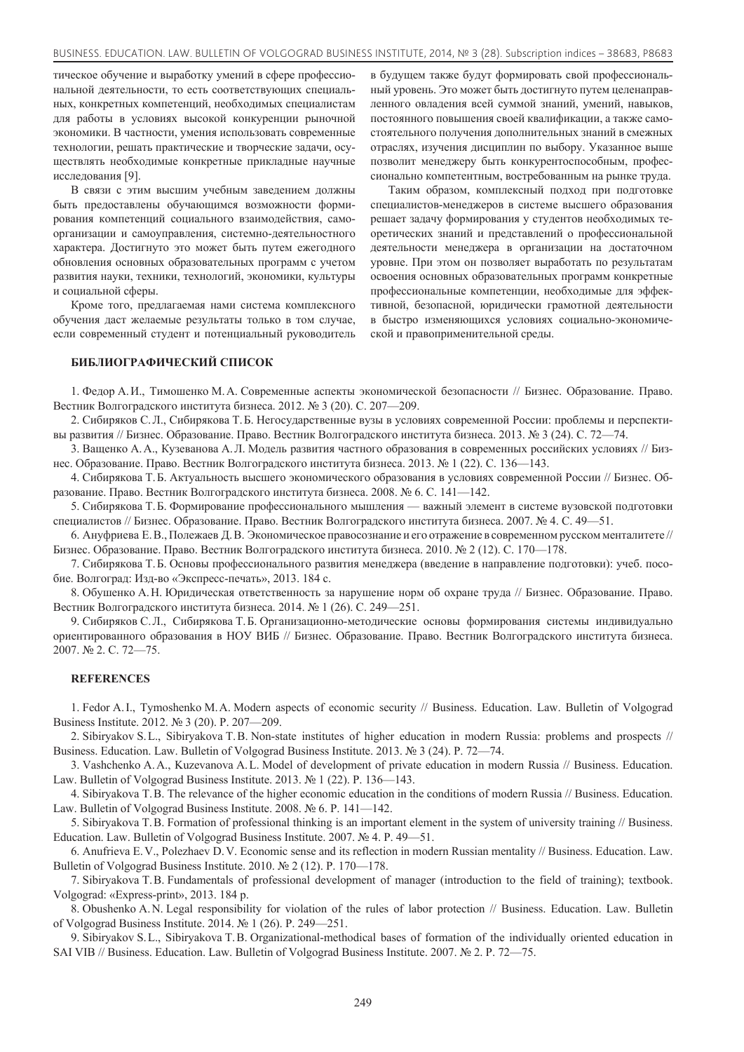тическое обучение и выработку умений в сфере профессиональной деятельности, то есть соответствующих специальных, конкретных компетенций, необходимых специалистам для работы в условиях высокой конкуренции рыночной экономики. В частности, умения использовать современные технологии, решать практические и творческие задачи, осуществлять необходимые конкретные прикладные научные исследования [9].

В связи с этим высшим учебным заведением должны быть предоставлены обучающимся возможности формирования компетенций социального взаимодействия, самоорганизации и самоуправления, системно-деятельностного характера. Достигнуто это может быть путем ежегодного обновления основных образовательных программ с учетом развития науки, техники, технологий, экономики, культуры и социальной сферы.

Кроме того, предлагаемая нами система комплексного обучения даст желаемые результаты только в том случае, если современный студент и потенциальный руководитель в будущем также будут формировать свой профессиональный уровень. Это может быть достигнуто путем целенаправленного овладения всей суммой знаний, умений, навыков, постоянного повышения своей квалификации, а также самостоятельного получения дополнительных знаний в смежных отраслях, изучения дисциплин по выбору. Указанное выше позволит менеджеру быть конкурентоспособным, профессионально компетентным, востребованным на рынке труда.

Таким образом, комплексный подход при подготовке специалистов-менеджеров в системе высшего образования решает задачу формирования у студентов необходимых теоретических знаний и представлений о профессиональной деятельности менеджера в организации на достаточном уровне. При этом он позволяет выработать по результатам освоения основных образовательных программ конкретные профессиональные компетенции, необходимые для эффективной, безопасной, юридически грамотной деятельности в быстро изменяющихся условиях социально-экономической и правоприменительной среды.

## БИБЛИОГРАФИЧЕСКИЙ СПИСОК

1. Федор А. И., Тимошенко М. А. Современные аспекты экономической безопасности // Бизнес. Образование. Право. Вестник Волгоградского института бизнеса. 2012. № 3 (20). С. 207—209.
2. Сибиряков С. Л., Сибирякова Т. Б. Негосударственные вузы в условиях современной России: проблемы и перспективы развития // Бизнес. Образование. Право. Вестник Волгоградского института бизнеса. 2013. № 3 (24). С. 72—74.
3. Ващенко А. А., Кузеванова А. Л. Модель развития частного образования в современных российских условиях // Бизнес. Образование. Право. Вестник Волгоградского института бизнеса. 2013. № 1 (22). С. 136—143.
4. Сибирякова Т. Б. Актуальность высшего экономического образования в условиях современной России // Бизнес. Образование. Право. Вестник Волгоградского института бизнеса. 2008. № 6. С. 141—142.
5. Сибирякова Т. Б. Формирование профессионального мышления — важный элемент в системе вузовской подготовки специалистов // Бизнес. Образование. Право. Вестник Волгоградского института бизнеса. 2007. № 4. С. 49—51.
6. Ануфриева Е. В., Полежаев Д. В. Экономическое правосознание и его отражение в современном русском менталитете // Бизнес. Образование. Право. Вестник Волгоградского института бизнеса. 2010. № 2 (12). С. 170—178.
7. Сибирякова Т. Б. Основы профессионального развития менеджера (введение в направление подготовки): учеб. пособие. Волгоград: Изд-во «Экспресс-печать», 2013. 184 с.
8. Обушенко А. Н. Юридическая ответственность за нарушение норм об охране труда // Бизнес. Образование. Право. Вестник Волгоградского института бизнеса. 2014. № 1 (26). С. 249—251.
9. Сибиряков С. Л., Сибирякова Т. Б. Организационно-методические основы формирования системы индивидуально ориентированного образования в НОУ ВИБ // Бизнес. Образование. Право. Вестник Волгоградского института бизнеса. 2007. № 2. С. 72—75.

## REFERENCES

1. Fedor A. I., Tymoshenko M. A. Modern aspects of economic security // Business. Education. Law. Bulletin of Volgograd Business Institute. 2012. № 3 (20). P. 207—209.
2. Sibiryakov S. L., Sibiryakova T. B. Non-state institutes of higher education in modern Russia: problems and prospects // Business. Education. Law. Bulletin of Volgograd Business Institute. 2013. № 3 (24). P. 72—74.
3. Vashchenko A. A., Kuzevanova A. L. Model of development of private education in modern Russia // Business. Education. Law. Bulletin of Volgograd Business Institute. 2013. № 1 (22). P. 136—143.
4. Sibiryakova T. B. The relevance of the higher economic education in the conditions of modern Russia // Business. Education. Law. Bulletin of Volgograd Business Institute. 2008. № 6. P. 141—142.
5. Sibiryakova T. B. Formation of professional thinking is an important element in the system of university training // Business. Education. Law. Bulletin of Volgograd Business Institute. 2007. № 4. P. 49—51.
6. Anufrieva E. V., Polezhaev D. V. Economic sense and its reflection in modern Russian mentality // Business. Education. Law. Bulletin of Volgograd Business Institute. 2010. № 2 (12). P. 170—178.
7. Sibiryakova T. B. Fundamentals of professional development of manager (introduction to the field of training); textbook. Volgograd: «Express-print», 2013. 184 p.
8. Obushenko A. N. Legal responsibility for violation of the rules of labor protection // Business. Education. Law. Bulletin of Volgograd Business Institute. 2014. № 1 (26). P. 249—251.
9. Sibiryakov S. L., Sibiryakova T. B. Organizational-methodical bases of formation of the individually oriented education in SAI VIB // Business. Education. Law. Bulletin of Volgograd Business Institute. 2007. № 2. P. 72—75.